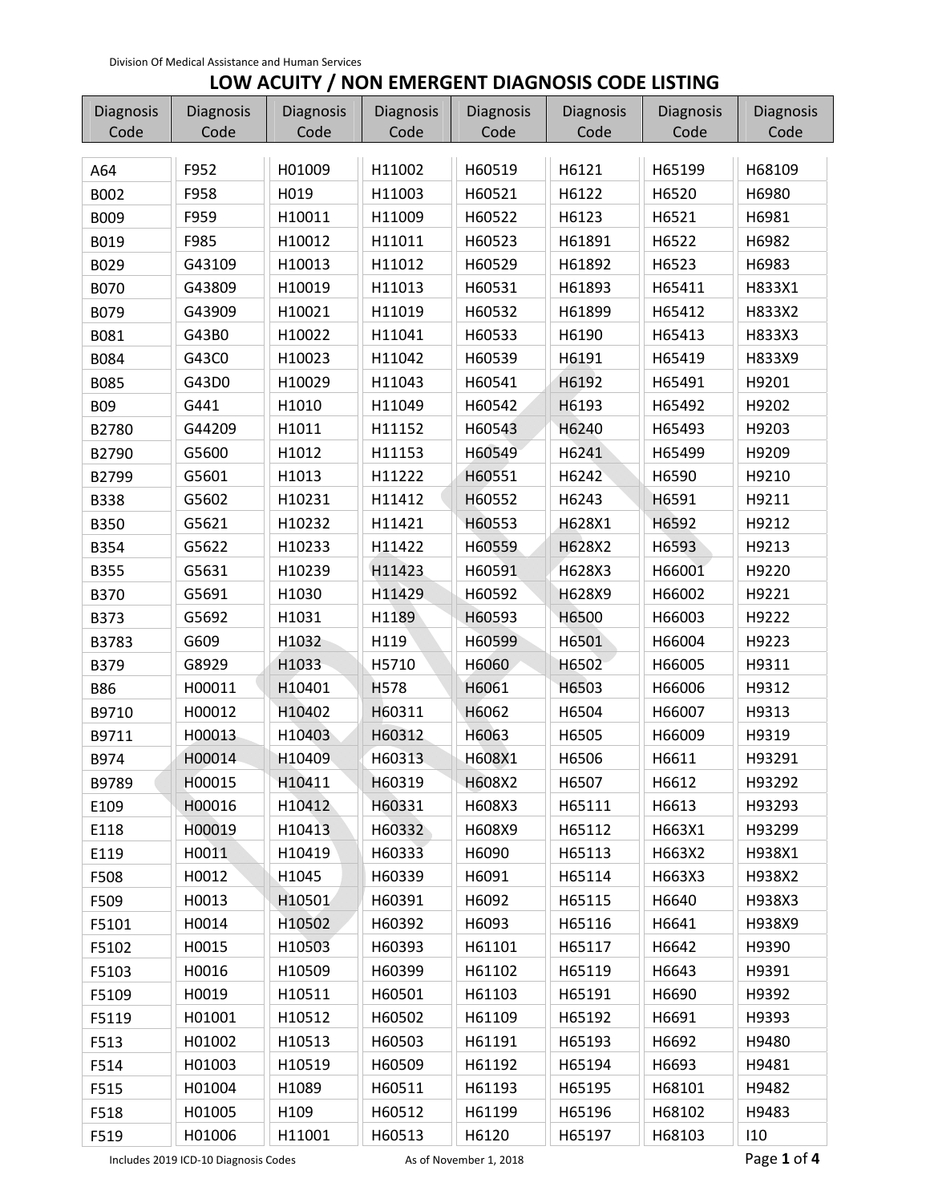Division Of Medical Assistance and Human Services

# LOW ACUITY / NON EMERGENT DIAGNOSIS CODE LISTING

| Diagnosis Code | Diagnosis Code | Diagnosis Code | Diagnosis Code | Diagnosis Code | Diagnosis Code | Diagnosis Code | Diagnosis Code |
|---|---|---|---|---|---|---|---|
| A64 | F952 | H01009 | H11002 | H60519 | H6121 | H65199 | H68109 |
| B002 | F958 | H019 | H11003 | H60521 | H6122 | H6520 | H6980 |
| B009 | F959 | H10011 | H11009 | H60522 | H6123 | H6521 | H6981 |
| B019 | F985 | H10012 | H11011 | H60523 | H61891 | H6522 | H6982 |
| B029 | G43109 | H10013 | H11012 | H60529 | H61892 | H6523 | H6983 |
| B070 | G43809 | H10019 | H11013 | H60531 | H61893 | H65411 | H833X1 |
| B079 | G43909 | H10021 | H11019 | H60532 | H61899 | H65412 | H833X2 |
| B081 | G43B0 | H10022 | H11041 | H60533 | H6190 | H65413 | H833X3 |
| B084 | G43C0 | H10023 | H11042 | H60539 | H6191 | H65419 | H833X9 |
| B085 | G43D0 | H10029 | H11043 | H60541 | H6192 | H65491 | H9201 |
| B09 | G441 | H1010 | H11049 | H60542 | H6193 | H65492 | H9202 |
| B2780 | G44209 | H1011 | H11152 | H60543 | H6240 | H65493 | H9203 |
| B2790 | G5600 | H1012 | H11153 | H60549 | H6241 | H65499 | H9209 |
| B2799 | G5601 | H1013 | H11222 | H60551 | H6242 | H6590 | H9210 |
| B338 | G5602 | H10231 | H11412 | H60552 | H6243 | H6591 | H9211 |
| B350 | G5621 | H10232 | H11421 | H60553 | H628X1 | H6592 | H9212 |
| B354 | G5622 | H10233 | H11422 | H60559 | H628X2 | H6593 | H9213 |
| B355 | G5631 | H10239 | H11423 | H60591 | H628X3 | H66001 | H9220 |
| B370 | G5691 | H1030 | H11429 | H60592 | H628X9 | H66002 | H9221 |
| B373 | G5692 | H1031 | H1189 | H60593 | H6500 | H66003 | H9222 |
| B3783 | G609 | H1032 | H119 | H60599 | H6501 | H66004 | H9223 |
| B379 | G8929 | H1033 | H5710 | H6060 | H6502 | H66005 | H9311 |
| B86 | H00011 | H10401 | H578 | H6061 | H6503 | H66006 | H9312 |
| B9710 | H00012 | H10402 | H60311 | H6062 | H6504 | H66007 | H9313 |
| B9711 | H00013 | H10403 | H60312 | H6063 | H6505 | H66009 | H9319 |
| B974 | H00014 | H10409 | H60313 | H608X1 | H6506 | H6611 | H93291 |
| B9789 | H00015 | H10411 | H60319 | H608X2 | H6507 | H6612 | H93292 |
| E109 | H00016 | H10412 | H60331 | H608X3 | H65111 | H6613 | H93293 |
| E118 | H00019 | H10413 | H60332 | H608X9 | H65112 | H663X1 | H93299 |
| E119 | H0011 | H10419 | H60333 | H6090 | H65113 | H663X2 | H938X1 |
| F508 | H0012 | H1045 | H60339 | H6091 | H65114 | H663X3 | H938X2 |
| F509 | H0013 | H10501 | H60391 | H6092 | H65115 | H6640 | H938X3 |
| F5101 | H0014 | H10502 | H60392 | H6093 | H65116 | H6641 | H938X9 |
| F5102 | H0015 | H10503 | H60393 | H61101 | H65117 | H6642 | H9390 |
| F5103 | H0016 | H10509 | H60399 | H61102 | H65119 | H6643 | H9391 |
| F5109 | H0019 | H10511 | H60501 | H61103 | H65191 | H6690 | H9392 |
| F5119 | H01001 | H10512 | H60502 | H61109 | H65192 | H6691 | H9393 |
| F513 | H01002 | H10513 | H60503 | H61191 | H65193 | H6692 | H9480 |
| F514 | H01003 | H10519 | H60509 | H61192 | H65194 | H6693 | H9481 |
| F515 | H01004 | H1089 | H60511 | H61193 | H65195 | H68101 | H9482 |
| F518 | H01005 | H109 | H60512 | H61199 | H65196 | H68102 | H9483 |
| F519 | H01006 | H11001 | H60513 | H6120 | H65197 | H68103 | I10 |

Includes 2019 ICD-10 Diagnosis Codes As of November 1, 2018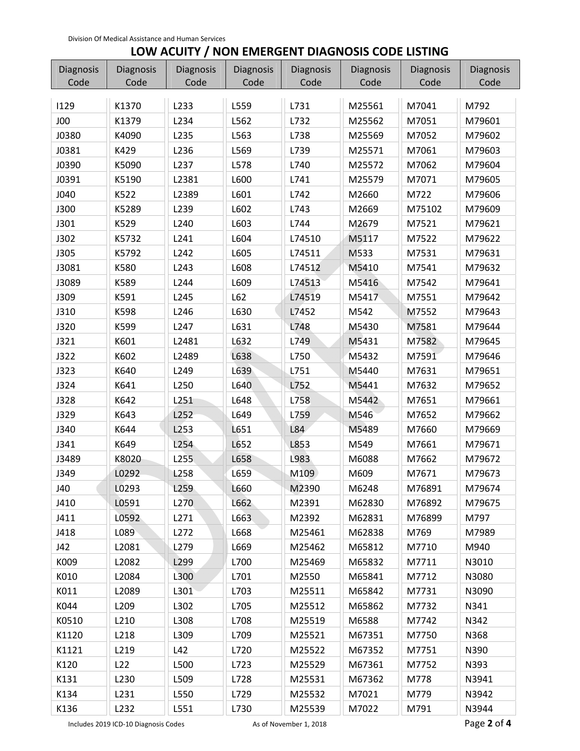Division Of Medical Assistance and Human Services

# LOW ACUITY / NON EMERGENT DIAGNOSIS CODE LISTING

| Diagnosis Code | Diagnosis Code | Diagnosis Code | Diagnosis Code | Diagnosis Code | Diagnosis Code | Diagnosis Code | Diagnosis Code |
|---|---|---|---|---|---|---|---|
| I129 | K1370 | L233 | L559 | L731 | M25561 | M7041 | M792 |
| J00 | K1379 | L234 | L562 | L732 | M25562 | M7051 | M79601 |
| J0380 | K4090 | L235 | L563 | L738 | M25569 | M7052 | M79602 |
| J0381 | K429 | L236 | L569 | L739 | M25571 | M7061 | M79603 |
| J0390 | K5090 | L237 | L578 | L740 | M25572 | M7062 | M79604 |
| J0391 | K5190 | L2381 | L600 | L741 | M25579 | M7071 | M79605 |
| J040 | K522 | L2389 | L601 | L742 | M2660 | M722 | M79606 |
| J300 | K5289 | L239 | L602 | L743 | M2669 | M75102 | M79609 |
| J301 | K529 | L240 | L603 | L744 | M2679 | M7521 | M79621 |
| J302 | K5732 | L241 | L604 | L74510 | M5117 | M7522 | M79622 |
| J305 | K5792 | L242 | L605 | L74511 | M533 | M7531 | M79631 |
| J3081 | K580 | L243 | L608 | L74512 | M5410 | M7541 | M79632 |
| J3089 | K589 | L244 | L609 | L74513 | M5416 | M7542 | M79641 |
| J309 | K591 | L245 | L62 | L74519 | M5417 | M7551 | M79642 |
| J310 | K598 | L246 | L630 | L7452 | M542 | M7552 | M79643 |
| J320 | K599 | L247 | L631 | L748 | M5430 | M7581 | M79644 |
| J321 | K601 | L2481 | L632 | L749 | M5431 | M7582 | M79645 |
| J322 | K602 | L2489 | L638 | L750 | M5432 | M7591 | M79646 |
| J323 | K640 | L249 | L639 | L751 | M5440 | M7631 | M79651 |
| J324 | K641 | L250 | L640 | L752 | M5441 | M7632 | M79652 |
| J328 | K642 | L251 | L648 | L758 | M5442 | M7651 | M79661 |
| J329 | K643 | L252 | L649 | L759 | M546 | M7652 | M79662 |
| J340 | K644 | L253 | L651 | L84 | M5489 | M7660 | M79669 |
| J341 | K649 | L254 | L652 | L853 | M549 | M7661 | M79671 |
| J3489 | K8020 | L255 | L658 | L983 | M6088 | M7662 | M79672 |
| J349 | L0292 | L258 | L659 | M109 | M609 | M7671 | M79673 |
| J40 | L0293 | L259 | L660 | M2390 | M6248 | M76891 | M79674 |
| J410 | L0591 | L270 | L662 | M2391 | M62830 | M76892 | M79675 |
| J411 | L0592 | L271 | L663 | M2392 | M62831 | M76899 | M797 |
| J418 | L089 | L272 | L668 | M25461 | M62838 | M769 | M7989 |
| J42 | L2081 | L279 | L669 | M25462 | M65812 | M7710 | M940 |
| K009 | L2082 | L299 | L700 | M25469 | M65832 | M7711 | N3010 |
| K010 | L2084 | L300 | L701 | M2550 | M65841 | M7712 | N3080 |
| K011 | L2089 | L301 | L703 | M25511 | M65842 | M7731 | N3090 |
| K044 | L209 | L302 | L705 | M25512 | M65862 | M7732 | N341 |
| K0510 | L210 | L308 | L708 | M25519 | M6588 | M7742 | N342 |
| K1120 | L218 | L309 | L709 | M25521 | M67351 | M7750 | N368 |
| K1121 | L219 | L42 | L720 | M25522 | M67352 | M7751 | N390 |
| K120 | L22 | L500 | L723 | M25529 | M67361 | M7752 | N393 |
| K131 | L230 | L509 | L728 | M25531 | M67362 | M778 | N3941 |
| K134 | L231 | L550 | L729 | M25532 | M7021 | M779 | N3942 |
| K136 | L232 | L551 | L730 | M25539 | M7022 | M791 | N3944 |

Includes 2019 ICD-10 Diagnosis Codes | As of November 1, 2018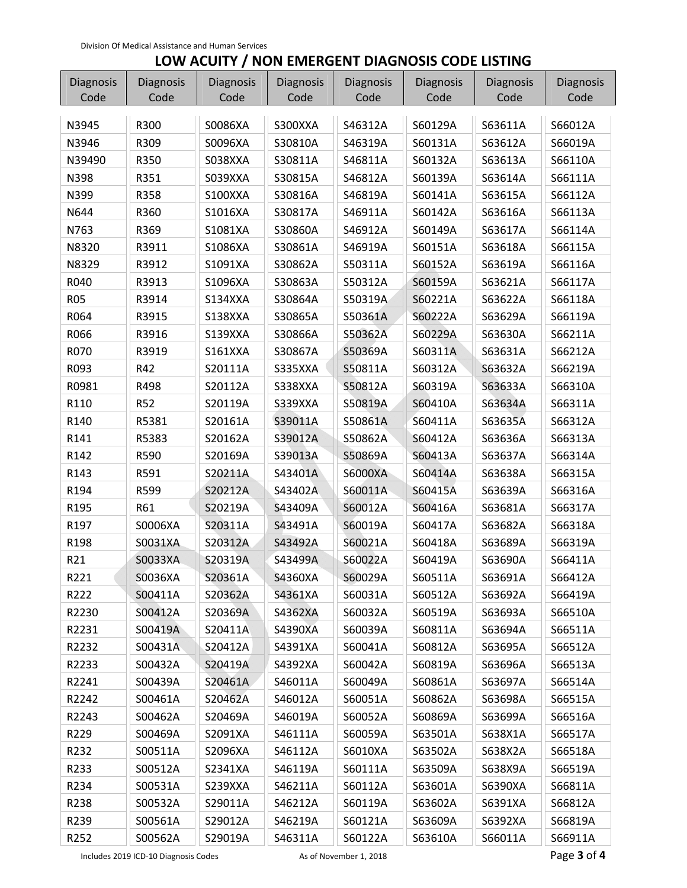Division Of Medical Assistance and Human Services

# LOW ACUITY / NON EMERGENT DIAGNOSIS CODE LISTING

| Diagnosis Code | Diagnosis Code | Diagnosis Code | Diagnosis Code | Diagnosis Code | Diagnosis Code | Diagnosis Code | Diagnosis Code |
|---|---|---|---|---|---|---|---|
| N3945 | R300 | S0086XA | S300XXA | S46312A | S60129A | S63611A | S66012A |
| N3946 | R309 | S0096XA | S30810A | S46319A | S60131A | S63612A | S66019A |
| N39490 | R350 | S038XXA | S30811A | S46811A | S60132A | S63613A | S66110A |
| N398 | R351 | S039XXA | S30815A | S46812A | S60139A | S63614A | S66111A |
| N399 | R358 | S100XXA | S30816A | S46819A | S60141A | S63615A | S66112A |
| N644 | R360 | S1016XA | S30817A | S46911A | S60142A | S63616A | S66113A |
| N763 | R369 | S1081XA | S30860A | S46912A | S60149A | S63617A | S66114A |
| N8320 | R3911 | S1086XA | S30861A | S46919A | S60151A | S63618A | S66115A |
| N8329 | R3912 | S1091XA | S30862A | S50311A | S60152A | S63619A | S66116A |
| R040 | R3913 | S1096XA | S30863A | S50312A | S60159A | S63621A | S66117A |
| R05 | R3914 | S134XXA | S30864A | S50319A | S60221A | S63622A | S66118A |
| R064 | R3915 | S138XXA | S30865A | S50361A | S60222A | S63629A | S66119A |
| R066 | R3916 | S139XXA | S30866A | S50362A | S60229A | S63630A | S66211A |
| R070 | R3919 | S161XXA | S30867A | S50369A | S60311A | S63631A | S66212A |
| R093 | R42 | S20111A | S335XXA | S50811A | S60312A | S63632A | S66219A |
| R0981 | R498 | S20112A | S338XXA | S50812A | S60319A | S63633A | S66310A |
| R110 | R52 | S20119A | S339XXA | S50819A | S60410A | S63634A | S66311A |
| R140 | R5381 | S20161A | S39011A | S50861A | S60411A | S63635A | S66312A |
| R141 | R5383 | S20162A | S39012A | S50862A | S60412A | S63636A | S66313A |
| R142 | R590 | S20169A | S39013A | S50869A | S60413A | S63637A | S66314A |
| R143 | R591 | S20211A | S43401A | S6000XA | S60414A | S63638A | S66315A |
| R194 | R599 | S20212A | S43402A | S60011A | S60415A | S63639A | S66316A |
| R195 | R61 | S20219A | S43409A | S60012A | S60416A | S63681A | S66317A |
| R197 | S0006XA | S20311A | S43491A | S60019A | S60417A | S63682A | S66318A |
| R198 | S0031XA | S20312A | S43492A | S60021A | S60418A | S63689A | S66319A |
| R21 | S0033XA | S20319A | S43499A | S60022A | S60419A | S63690A | S66411A |
| R221 | S0036XA | S20361A | S4360XA | S60029A | S60511A | S63691A | S66412A |
| R222 | S00411A | S20362A | S4361XA | S60031A | S60512A | S63692A | S66419A |
| R2230 | S00412A | S20369A | S4362XA | S60032A | S60519A | S63693A | S66510A |
| R2231 | S00419A | S20411A | S4390XA | S60039A | S60811A | S63694A | S66511A |
| R2232 | S00431A | S20412A | S4391XA | S60041A | S60812A | S63695A | S66512A |
| R2233 | S00432A | S20419A | S4392XA | S60042A | S60819A | S63696A | S66513A |
| R2241 | S00439A | S20461A | S46011A | S60049A | S60861A | S63697A | S66514A |
| R2242 | S00461A | S20462A | S46012A | S60051A | S60862A | S63698A | S66515A |
| R2243 | S00462A | S20469A | S46019A | S60052A | S60869A | S63699A | S66516A |
| R229 | S00469A | S2091XA | S46111A | S60059A | S63501A | S638X1A | S66517A |
| R232 | S00511A | S2096XA | S46112A | S6010XA | S63502A | S638X2A | S66518A |
| R233 | S00512A | S2341XA | S46119A | S60111A | S63509A | S638X9A | S66519A |
| R234 | S00531A | S239XXA | S46211A | S60112A | S63601A | S6390XA | S66811A |
| R238 | S00532A | S29011A | S46212A | S60119A | S63602A | S6391XA | S66812A |
| R239 | S00561A | S29012A | S46219A | S60121A | S63609A | S6392XA | S66819A |
| R252 | S00562A | S29019A | S46311A | S60122A | S63610A | S66011A | S66911A |

Includes 2019 ICD-10 Diagnosis Codes    As of November 1, 2018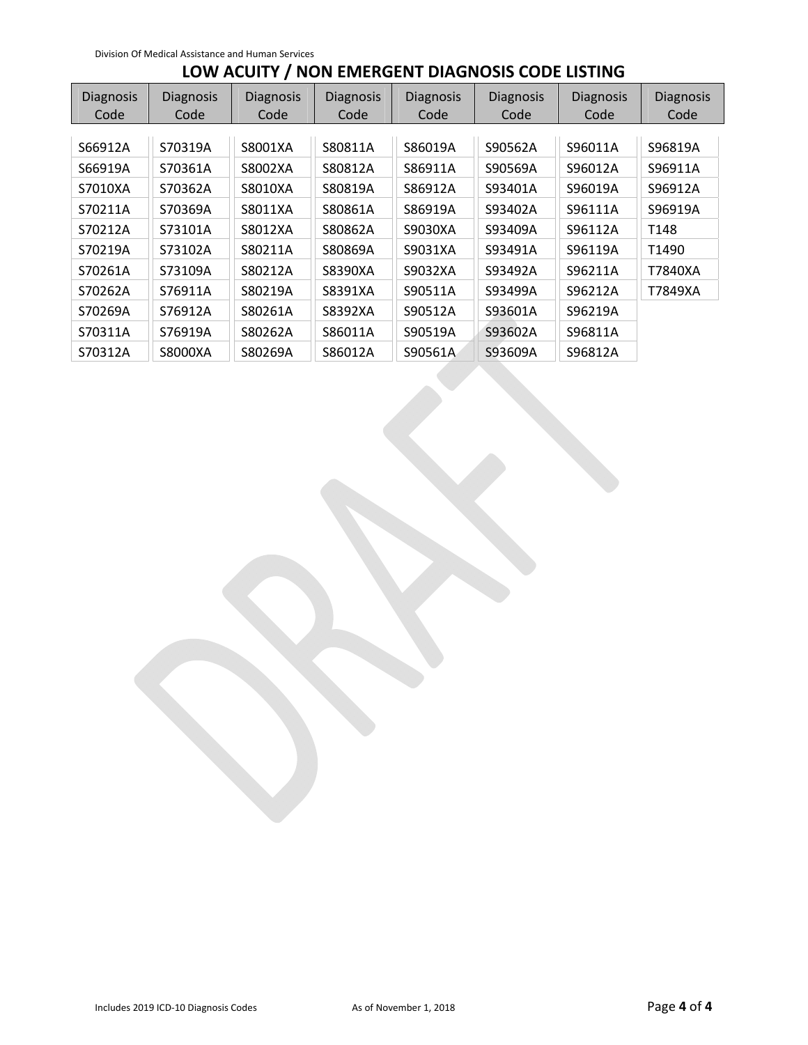Division Of Medical Assistance and Human Services

## LOW ACUITY / NON EMERGENT DIAGNOSIS CODE LISTING

| Diagnosis Code | Diagnosis Code | Diagnosis Code | Diagnosis Code | Diagnosis Code | Diagnosis Code | Diagnosis Code | Diagnosis Code |
|---|---|---|---|---|---|---|---|
| S66912A | S70319A | S8001XA | S80811A | S86019A | S90562A | S96011A | S96819A |
| S66919A | S70361A | S8002XA | S80812A | S86911A | S90569A | S96012A | S96911A |
| S7010XA | S70362A | S8010XA | S80819A | S86912A | S93401A | S96019A | S96912A |
| S70211A | S70369A | S8011XA | S80861A | S86919A | S93402A | S96111A | S96919A |
| S70212A | S73101A | S8012XA | S80862A | S9030XA | S93409A | S96112A | T148 |
| S70219A | S73102A | S80211A | S80869A | S9031XA | S93491A | S96119A | T1490 |
| S70261A | S73109A | S80212A | S8390XA | S9032XA | S93492A | S96211A | T7840XA |
| S70262A | S76911A | S80219A | S8391XA | S90511A | S93499A | S96212A | T7849XA |
| S70269A | S76912A | S80261A | S8392XA | S90512A | S93601A | S96219A | |
| S70311A | S76919A | S80262A | S86011A | S90519A | S93602A | S96811A | |
| S70312A | S8000XA | S80269A | S86012A | S90561A | S93609A | S96812A | |

Includes 2019 ICD-10 Diagnosis Codes

As of November 1, 2018